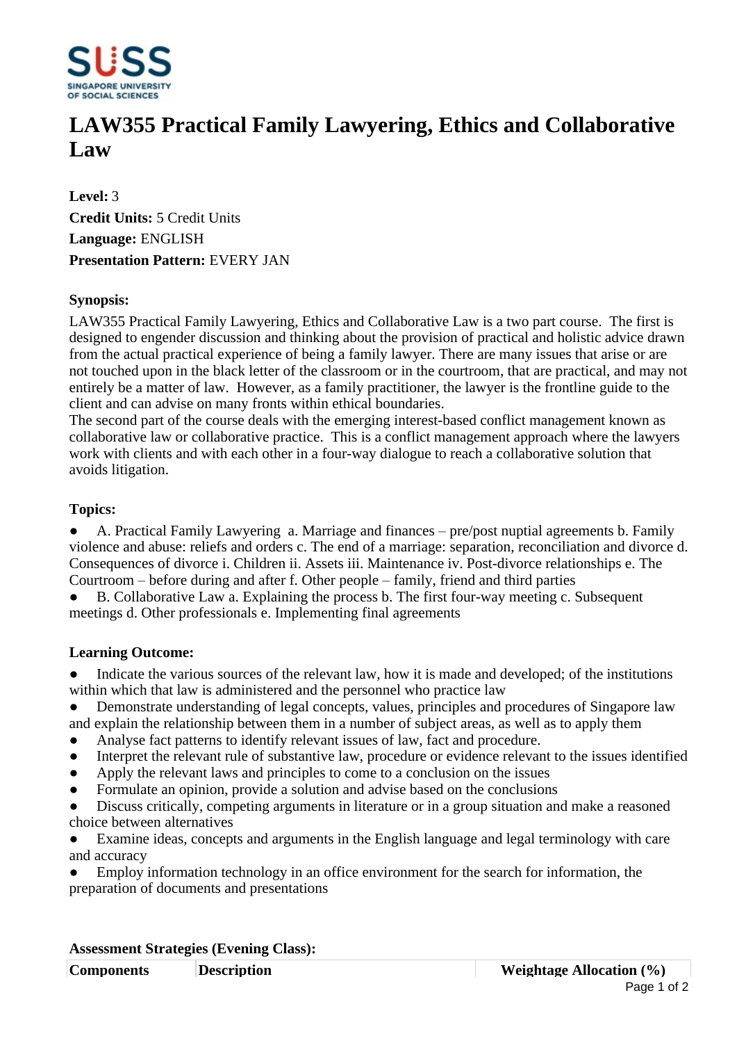# LAW355 Practical Family Lawyering, Ethics and Collaborative Law

**Level:** 3

**Credit Units:** 5 Credit Units

**Language:** ENGLISH

**Presentation Pattern:** EVERY JAN

## Synopsis:

LAW355 Practical Family Lawyering, Ethics and Collaborative Law is a two part course. The first is designed to engender discussion and thinking about the provision of practical and holistic advice drawn from the actual practical experience of being a family lawyer. There are many issues that arise or are not touched upon in the black letter of the classroom or in the courtroom, that are practical, and may not entirely be a matter of law. However, as a family practitioner, the lawyer is the frontline guide to the client and can advise on many fronts within ethical boundaries.

The second part of the course deals with the emerging interest-based conflict management known as collaborative law or collaborative practice. This is a conflict management approach where the lawyers work with clients and with each other in a four-way dialogue to reach a collaborative solution that avoids litigation.

## Topics:

- A. Practical Family Lawyering a. Marriage and finances – pre/post nuptial agreements b. Family violence and abuse: reliefs and orders c. The end of a marriage: separation, reconciliation and divorce d. Consequences of divorce i. Children ii. Assets iii. Maintenance iv. Post-divorce relationships e. The Courtroom – before during and after f. Other people – family, friend and third parties
- B. Collaborative Law a. Explaining the process b. The first four-way meeting c. Subsequent meetings d. Other professionals e. Implementing final agreements

## Learning Outcome:

- Indicate the various sources of the relevant law, how it is made and developed; of the institutions within which that law is administered and the personnel who practice law
- Demonstrate understanding of legal concepts, values, principles and procedures of Singapore law and explain the relationship between them in a number of subject areas, as well as to apply them
- Analyse fact patterns to identify relevant issues of law, fact and procedure.
- Interpret the relevant rule of substantive law, procedure or evidence relevant to the issues identified
- Apply the relevant laws and principles to come to a conclusion on the issues
- Formulate an opinion, provide a solution and advise based on the conclusions
- Discuss critically, competing arguments in literature or in a group situation and make a reasoned choice between alternatives
- Examine ideas, concepts and arguments in the English language and legal terminology with care and accuracy
- Employ information technology in an office environment for the search for information, the preparation of documents and presentations

## Assessment Strategies (Evening Class):

| Components | Description | Weightage Allocation (%) |
|---|---|---|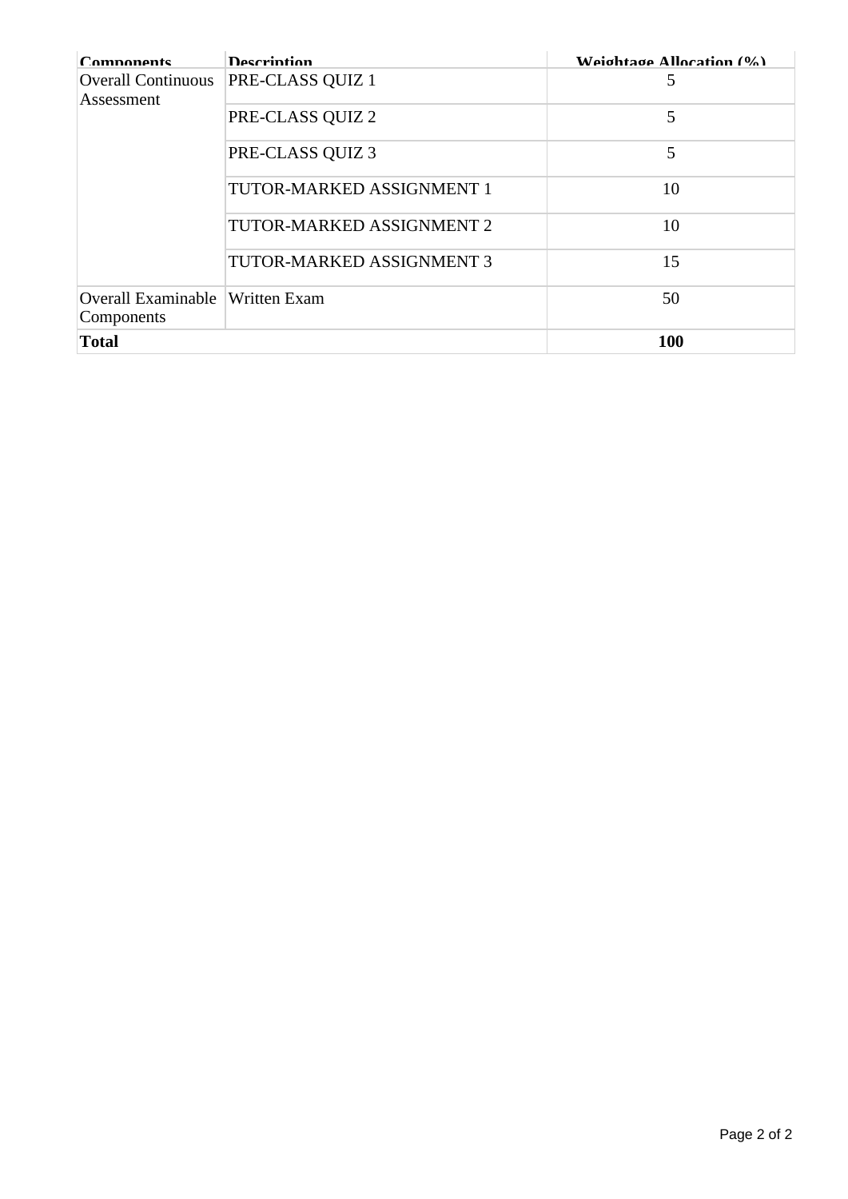| Components | Description | Weightage Allocation (%) |
|---|---|---|
| Overall Continuous Assessment | PRE-CLASS QUIZ 1 | 5 |
| | PRE-CLASS QUIZ 2 | 5 |
| | PRE-CLASS QUIZ 3 | 5 |
| | TUTOR-MARKED ASSIGNMENT 1 | 10 |
| | TUTOR-MARKED ASSIGNMENT 2 | 10 |
| | TUTOR-MARKED ASSIGNMENT 3 | 15 |
| Overall Examinable Components | Written Exam | 50 |
| **Total** | | **100** |